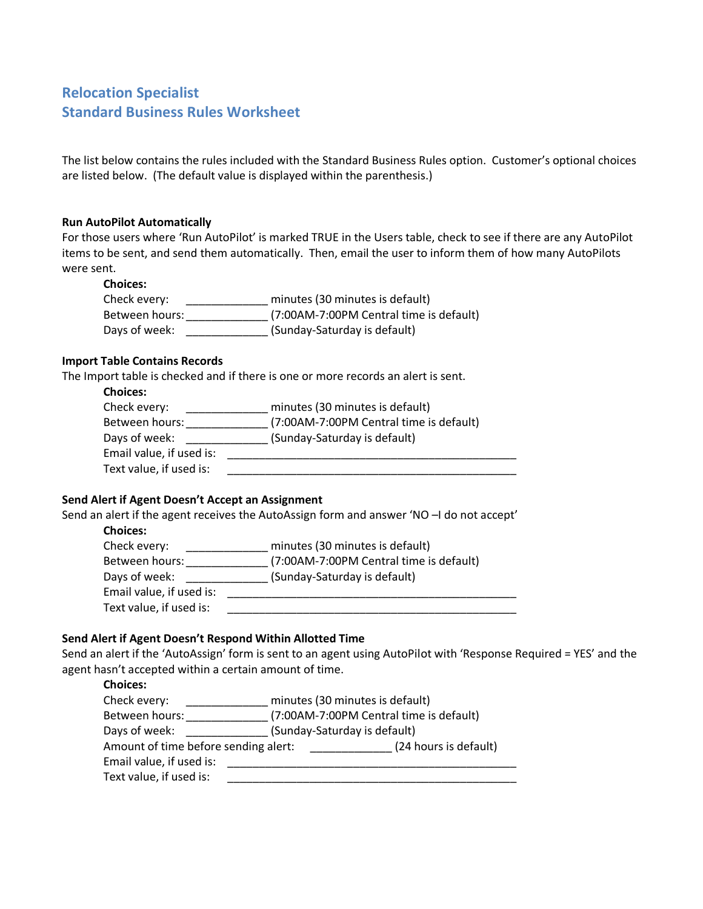## Relocation Specialist
## Standard Business Rules Worksheet

The list below contains the rules included with the Standard Business Rules option. Customer's optional choices are listed below. (The default value is displayed within the parenthesis.)

**Run AutoPilot Automatically**

For those users where 'Run AutoPilot' is marked TRUE in the Users table, check to see if there are any AutoPilot items to be sent, and send them automatically. Then, email the user to inform them of how many AutoPilots were sent.

**Choices:**

Check every: _____________ minutes (30 minutes is default)
Between hours: _____________ (7:00AM-7:00PM Central time is default)
Days of week: _____________ (Sunday-Saturday is default)

**Import Table Contains Records**

The Import table is checked and if there is one or more records an alert is sent.

**Choices:**

Check every: _____________ minutes (30 minutes is default)
Between hours: _____________ (7:00AM-7:00PM Central time is default)
Days of week: _____________ (Sunday-Saturday is default)
Email value, if used is: _______________________________________________
Text value, if used is: _______________________________________________

**Send Alert if Agent Doesn't Accept an Assignment**

Send an alert if the agent receives the AutoAssign form and answer 'NO –I do not accept'

**Choices:**

Check every: _____________ minutes (30 minutes is default)
Between hours: _____________ (7:00AM-7:00PM Central time is default)
Days of week: _____________ (Sunday-Saturday is default)
Email value, if used is: _______________________________________________
Text value, if used is: _______________________________________________

**Send Alert if Agent Doesn't Respond Within Allotted Time**

Send an alert if the 'AutoAssign' form is sent to an agent using AutoPilot with 'Response Required = YES' and the agent hasn't accepted within a certain amount of time.

**Choices:**

Check every: _____________ minutes (30 minutes is default)
Between hours: _____________ (7:00AM-7:00PM Central time is default)
Days of week: _____________ (Sunday-Saturday is default)
Amount of time before sending alert: _____________ (24 hours is default)
Email value, if used is: _______________________________________________
Text value, if used is: _______________________________________________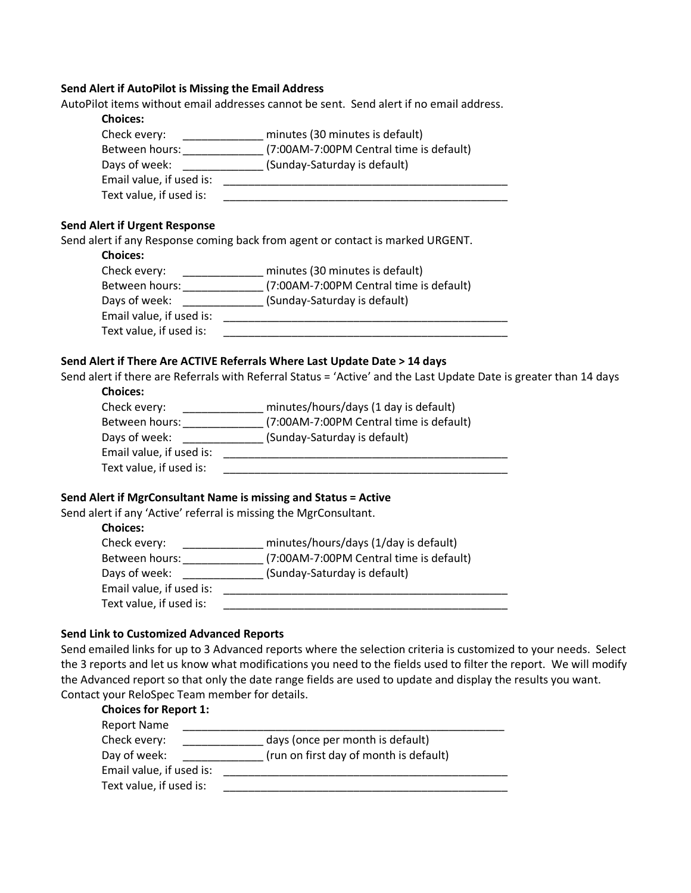**Send Alert if AutoPilot is Missing the Email Address**

AutoPilot items without email addresses cannot be sent. Send alert if no email address.

**Choices:**

Check every: _____________ minutes (30 minutes is default)
Between hours: _____________ (7:00AM-7:00PM Central time is default)
Days of week: _____________ (Sunday-Saturday is default)
Email value, if used is: ______________________________________________
Text value, if used is: ______________________________________________

**Send Alert if Urgent Response**

Send alert if any Response coming back from agent or contact is marked URGENT.

**Choices:**

Check every: _____________ minutes (30 minutes is default)
Between hours: _____________ (7:00AM-7:00PM Central time is default)
Days of week: _____________ (Sunday-Saturday is default)
Email value, if used is: ______________________________________________
Text value, if used is: ______________________________________________

**Send Alert if There Are ACTIVE Referrals Where Last Update Date > 14 days**

Send alert if there are Referrals with Referral Status = 'Active' and the Last Update Date is greater than 14 days

**Choices:**

Check every: _____________ minutes/hours/days (1 day is default)
Between hours: _____________ (7:00AM-7:00PM Central time is default)
Days of week: _____________ (Sunday-Saturday is default)
Email value, if used is: ______________________________________________
Text value, if used is: ______________________________________________

**Send Alert if MgrConsultant Name is missing and Status = Active**

Send alert if any 'Active' referral is missing the MgrConsultant.

**Choices:**

Check every: _____________ minutes/hours/days (1/day is default)
Between hours: _____________ (7:00AM-7:00PM Central time is default)
Days of week: _____________ (Sunday-Saturday is default)
Email value, if used is: ______________________________________________
Text value, if used is: ______________________________________________

**Send Link to Customized Advanced Reports**

Send emailed links for up to 3 Advanced reports where the selection criteria is customized to your needs. Select the 3 reports and let us know what modifications you need to the fields used to filter the report. We will modify the Advanced report so that only the date range fields are used to update and display the results you want. Contact your ReloSpec Team member for details.

**Choices for Report 1:**

Report Name ____________________________________________________
Check every: _____________ days (once per month is default)
Day of week: _____________ (run on first day of month is default)
Email value, if used is: ______________________________________________
Text value, if used is: ______________________________________________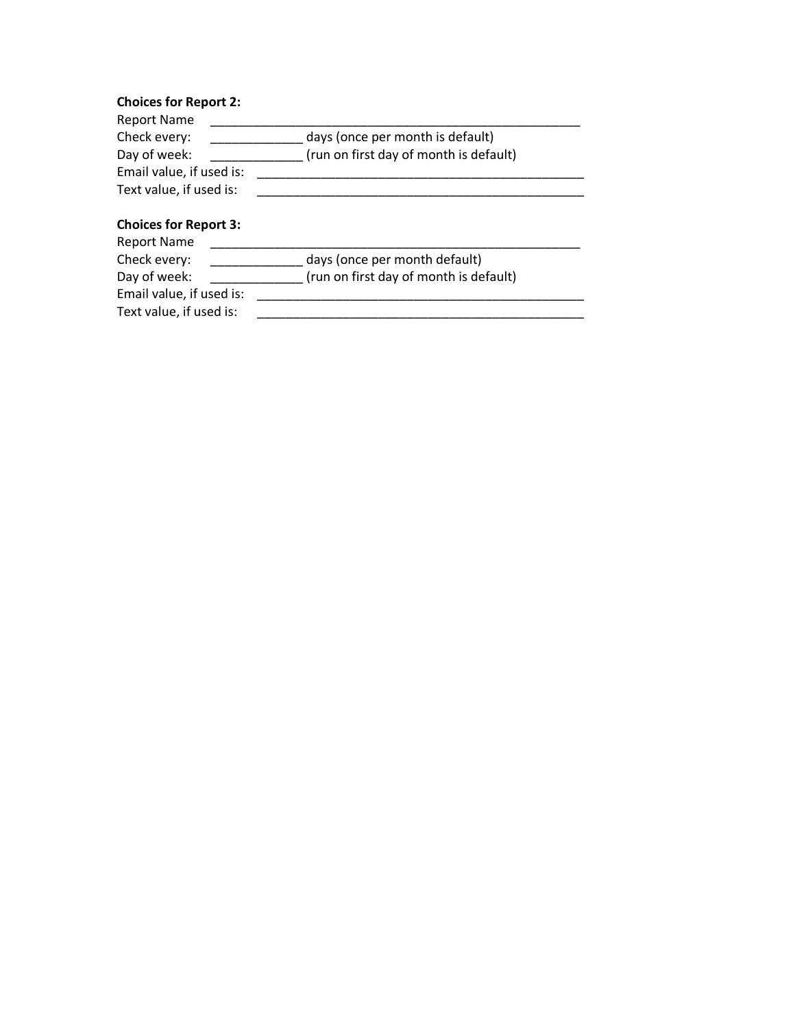**Choices for Report 2:**

Report Name \_\_\_\_\_\_\_\_\_\_\_\_\_\_\_\_\_\_\_\_\_\_\_\_\_\_\_\_\_\_\_\_\_\_\_\_\_\_\_\_\_\_\_\_\_\_\_\_\_\_\_\_\_\_

Check every: \_\_\_\_\_\_\_\_\_\_\_\_\_ days (once per month is default)

Day of week: \_\_\_\_\_\_\_\_\_\_\_\_\_ (run on first day of month is default)

Email value, if used is: \_\_\_\_\_\_\_\_\_\_\_\_\_\_\_\_\_\_\_\_\_\_\_\_\_\_\_\_\_\_\_\_\_\_\_\_\_\_\_\_\_\_\_\_\_\_\_\_

Text value, if used is: \_\_\_\_\_\_\_\_\_\_\_\_\_\_\_\_\_\_\_\_\_\_\_\_\_\_\_\_\_\_\_\_\_\_\_\_\_\_\_\_\_\_\_\_\_\_\_\_

**Choices for Report 3:**

Report Name \_\_\_\_\_\_\_\_\_\_\_\_\_\_\_\_\_\_\_\_\_\_\_\_\_\_\_\_\_\_\_\_\_\_\_\_\_\_\_\_\_\_\_\_\_\_\_\_\_\_\_\_\_\_

Check every: \_\_\_\_\_\_\_\_\_\_\_\_\_ days (once per month default)

Day of week: \_\_\_\_\_\_\_\_\_\_\_\_\_ (run on first day of month is default)

Email value, if used is: \_\_\_\_\_\_\_\_\_\_\_\_\_\_\_\_\_\_\_\_\_\_\_\_\_\_\_\_\_\_\_\_\_\_\_\_\_\_\_\_\_\_\_\_\_\_\_\_

Text value, if used is: \_\_\_\_\_\_\_\_\_\_\_\_\_\_\_\_\_\_\_\_\_\_\_\_\_\_\_\_\_\_\_\_\_\_\_\_\_\_\_\_\_\_\_\_\_\_\_\_